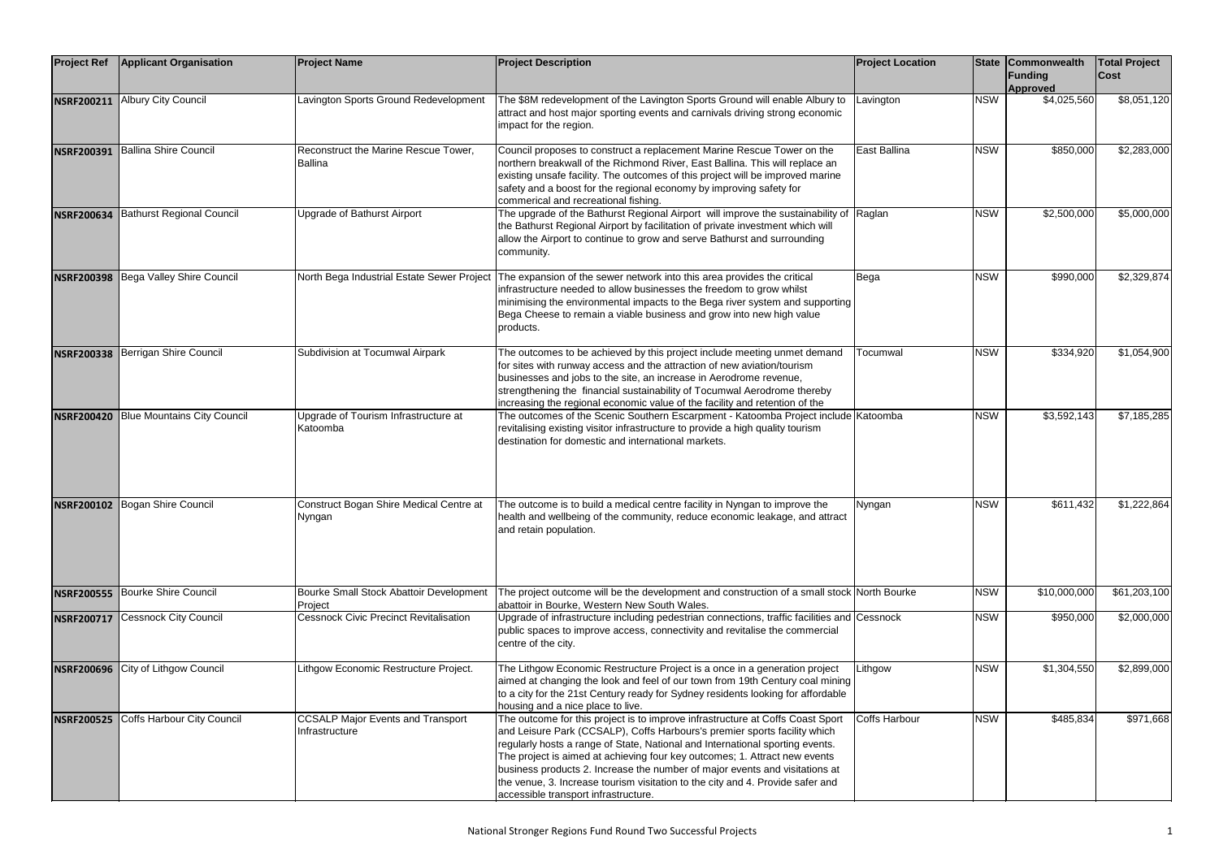| Project Ref | Applicant Organisation | Project Name | Project Description | Project Location | State | Commonwealth Funding Approved | Total Project Cost |
|---|---|---|---|---|---|---|---|
| NSRF200211 | Albury City Council | Lavington Sports Ground Redevelopment | The $8M redevelopment of the Lavington Sports Ground will enable Albury to attract and host major sporting events and carnivals driving strong economic impact for the region. | Lavington | NSW | $4,025,560 | $8,051,120 |
| NSRF200391 | Ballina Shire Council | Reconstruct the Marine Rescue Tower, Ballina | Council proposes to construct a replacement Marine Rescue Tower on the northern breakwall of the Richmond River, East Ballina. This will replace an existing unsafe facility. The outcomes of this project will be improved marine safety and a boost for the regional economy by improving safety for commerical and recreational fishing. | East Ballina | NSW | $850,000 | $2,283,000 |
| NSRF200634 | Bathurst Regional Council | Upgrade of Bathurst Airport | The upgrade of the Bathurst Regional Airport will improve the sustainability of the Bathurst Regional Airport by facilitation of private investment which will allow the Airport to continue to grow and serve Bathurst and surrounding community. | Raglan | NSW | $2,500,000 | $5,000,000 |
| NSRF200398 | Bega Valley Shire Council | North Bega Industrial Estate Sewer Project | The expansion of the sewer network into this area provides the critical infrastructure needed to allow businesses the freedom to grow whilst minimising the environmental impacts to the Bega river system and supporting Bega Cheese to remain a viable business and grow into new high value products. | Bega | NSW | $990,000 | $2,329,874 |
| NSRF200338 | Berrigan Shire Council | Subdivision at Tocumwal Airpark | The outcomes to be achieved by this project include meeting unmet demand for sites with runway access and the attraction of new aviation/tourism businesses and jobs to the site, an increase in Aerodrome revenue, strengthening the financial sustainability of Tocumwal Aerodrome thereby increasing the regional economic value of the facility and retention of the | Tocumwal | NSW | $334,920 | $1,054,900 |
| NSRF200420 | Blue Mountains City Council | Upgrade of Tourism Infrastructure at Katoomba | The outcomes of the Scenic Southern Escarpment - Katoomba Project include revitalising existing visitor infrastructure to provide a high quality tourism destination for domestic and international markets. | Katoomba | NSW | $3,592,143 | $7,185,285 |
| NSRF200102 | Bogan Shire Council | Construct Bogan Shire Medical Centre at Nyngan | The outcome is to build a medical centre facility in Nyngan to improve the health and wellbeing of the community, reduce economic leakage, and attract and retain population. | Nyngan | NSW | $611,432 | $1,222,864 |
| NSRF200555 | Bourke Shire Council | Bourke Small Stock Abattoir Development Project | The project outcome will be the development and construction of a small stock abattoir in Bourke, Western New South Wales. | North Bourke | NSW | $10,000,000 | $61,203,100 |
| NSRF200717 | Cessnock City Council | Cessnock Civic Precinct Revitalisation | Upgrade of infrastructure including pedestrian connections, traffic facilities and public spaces to improve access, connectivity and revitalise the commercial centre of the city. | Cessnock | NSW | $950,000 | $2,000,000 |
| NSRF200696 | City of Lithgow Council | Lithgow Economic Restructure Project. | The Lithgow Economic Restructure Project is a once in a generation project aimed at changing the look and feel of our town from 19th Century coal mining to a city for the 21st Century ready for Sydney residents looking for affordable housing and a nice place to live. | Lithgow | NSW | $1,304,550 | $2,899,000 |
| NSRF200525 | Coffs Harbour City Council | CCSALP Major Events and Transport Infrastructure | The outcome for this project is to improve infrastructure at Coffs Coast Sport and Leisure Park (CCSALP), Coffs Harbours's premier sports facility which regularly hosts a range of State, National and International sporting events. The project is aimed at achieving four key outcomes; 1. Attract new events business products 2. Increase the number of major events and visitations at the venue, 3. Increase tourism visitation to the city and 4. Provide safer and accessible transport infrastructure. | Coffs Harbour | NSW | $485,834 | $971,668 |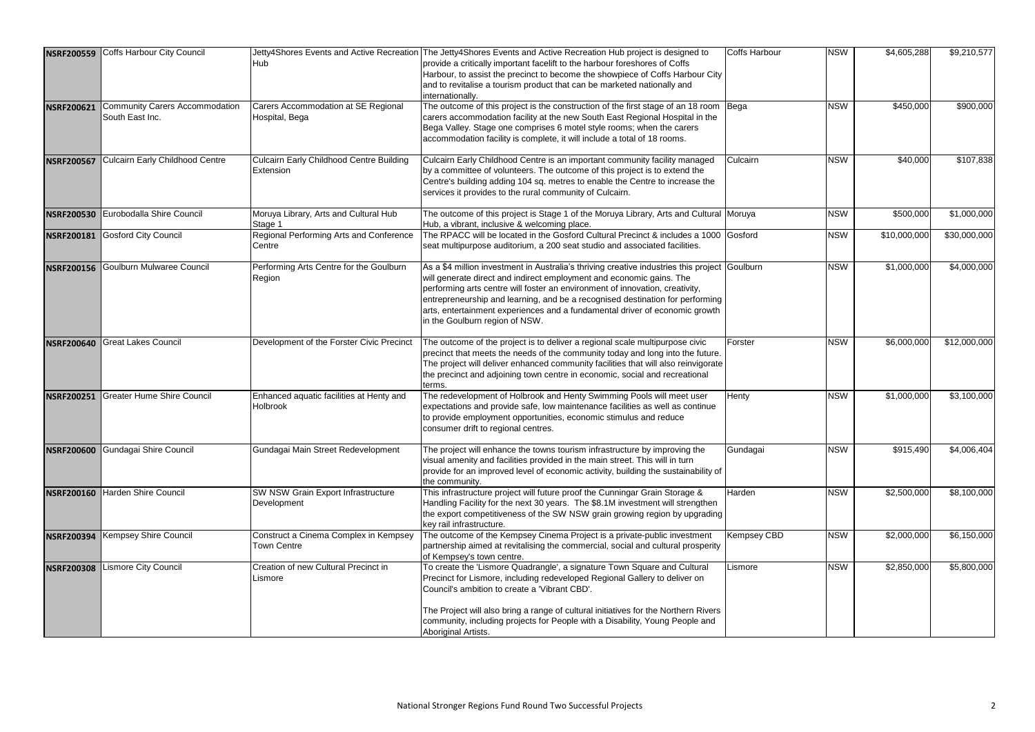| | | | | | | | |
|---|---|---|---|---|---|---|---|
| **NSRF200559** | Coffs Harbour City Council | Jetty4Shores Events and Active Recreation Hub | The Jetty4Shores Events and Active Recreation Hub project is designed to provide a critically important facelift to the harbour foreshores of Coffs Harbour, to assist the precinct to become the showpiece of Coffs Harbour City and to revitalise a tourism product that can be marketed nationally and internationally. | Coffs Harbour | NSW | $4,605,288 | $9,210,577 |
| **NSRF200621** | Community Carers Accommodation South East Inc. | Carers Accommodation at SE Regional Hospital, Bega | The outcome of this project is the construction of the first stage of an 18 room carers accommodation facility at the new South East Regional Hospital in the Bega Valley. Stage one comprises 6 motel style rooms; when the carers accommodation facility is complete, it will include a total of 18 rooms. | Bega | NSW | $450,000 | $900,000 |
| **NSRF200567** | Culcairn Early Childhood Centre | Culcairn Early Childhood Centre Building Extension | Culcairn Early Childhood Centre is an important community facility managed by a committee of volunteers. The outcome of this project is to extend the Centre's building adding 104 sq. metres to enable the Centre to increase the services it provides to the rural community of Culcairn. | Culcairn | NSW | $40,000 | $107,838 |
| **NSRF200530** | Eurobodalla Shire Council | Moruya Library, Arts and Cultural Hub Stage 1 | The outcome of this project is Stage 1 of the Moruya Library, Arts and Cultural Hub, a vibrant, inclusive & welcoming place. | Moruya | NSW | $500,000 | $1,000,000 |
| **NSRF200181** | Gosford City Council | Regional Performing Arts and Conference Centre | The RPACC will be located in the Gosford Cultural Precinct & includes a 1000 seat multipurpose auditorium, a 200 seat studio and associated facilities. | Gosford | NSW | $10,000,000 | $30,000,000 |
| **NSRF200156** | Goulburn Mulwaree Council | Performing Arts Centre for the Goulburn Region | As a $4 million investment in Australia's thriving creative industries this project will generate direct and indirect employment and economic gains. The performing arts centre will foster an environment of innovation, creativity, entrepreneurship and learning, and be a recognised destination for performing arts, entertainment experiences and a fundamental driver of economic growth in the Goulburn region of NSW. | Goulburn | NSW | $1,000,000 | $4,000,000 |
| **NSRF200640** | Great Lakes Council | Development of the Forster Civic Precinct | The outcome of the project is to deliver a regional scale multipurpose civic precinct that meets the needs of the community today and long into the future. The project will deliver enhanced community facilities that will also reinvigorate the precinct and adjoining town centre in economic, social and recreational terms. | Forster | NSW | $6,000,000 | $12,000,000 |
| **NSRF200251** | Greater Hume Shire Council | Enhanced aquatic facilities at Henty and Holbrook | The redevelopment of Holbrook and Henty Swimming Pools will meet user expectations and provide safe, low maintenance facilities as well as continue to provide employment opportunities, economic stimulus and reduce consumer drift to regional centres. | Henty | NSW | $1,000,000 | $3,100,000 |
| **NSRF200600** | Gundagai Shire Council | Gundagai Main Street Redevelopment | The project will enhance the towns tourism infrastructure by improving the visual amenity and facilities provided in the main street. This will in turn provide for an improved level of economic activity, building the sustainability of the community. | Gundagai | NSW | $915,490 | $4,006,404 |
| **NSRF200160** | Harden Shire Council | SW NSW Grain Export Infrastructure Development | This infrastructure project will future proof the Cunningar Grain Storage & Handling Facility for the next 30 years. The $8.1M investment will strengthen the export competitiveness of the SW NSW grain growing region by upgrading key rail infrastructure. | Harden | NSW | $2,500,000 | $8,100,000 |
| **NSRF200394** | Kempsey Shire Council | Construct a Cinema Complex in Kempsey Town Centre | The outcome of the Kempsey Cinema Project is a private-public investment partnership aimed at revitalising the commercial, social and cultural prosperity of Kempsey's town centre. | Kempsey CBD | NSW | $2,000,000 | $6,150,000 |
| **NSRF200308** | Lismore City Council | Creation of new Cultural Precinct in Lismore | To create the 'Lismore Quadrangle', a signature Town Square and Cultural Precinct for Lismore, including redeveloped Regional Gallery to deliver on Council's ambition to create a 'Vibrant CBD'.<br><br>The Project will also bring a range of cultural initiatives for the Northern Rivers community, including projects for People with a Disability, Young People and Aboriginal Artists. | Lismore | NSW | $2,850,000 | $5,800,000 |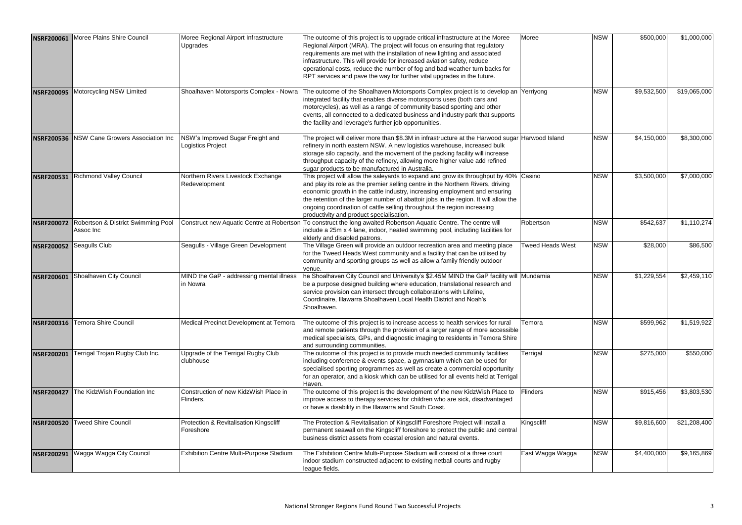| NSRF200061 | Moree Plains Shire Council | Moree Regional Airport Infrastructure Upgrades | The outcome of this project is to upgrade critical infrastructure at the Moree Regional Airport (MRA). The project will focus on ensuring that regulatory requirements are met with the installation of new lighting and associated infrastructure. This will provide for increased aviation safety, reduce operational costs, reduce the number of fog and bad weather turn backs for RPT services and pave the way for further vital upgrades in the future. | Moree | NSW | $500,000 | $1,000,000 |
|---|---|---|---|---|---|---|---|
| NSRF200095 | Motorcycling NSW Limited | Shoalhaven Motorsports Complex - Nowra | The outcome of the Shoalhaven Motorsports Complex project is to develop an integrated facility that enables diverse motorsports uses (both cars and motorcycles), as well as a range of community based sporting and other events, all connected to a dedicated business and industry park that supports the facility and leverage's further job opportunities. | Yerriyong | NSW | $9,532,500 | $19,065,000 |
| NSRF200536 | NSW Cane Growers Association Inc | NSW's Improved Sugar Freight and Logistics Project | The project will deliver more than $8.3M in infrastructure at the Harwood sugar refinery in north eastern NSW. A new logistics warehouse, increased bulk storage silo capacity, and the movement of the packing facility will increase throughput capacity of the refinery, allowing more higher value add refined sugar products to be manufactured in Australia. | Harwood Island | NSW | $4,150,000 | $8,300,000 |
| NSRF200531 | Richmond Valley Council | Northern Rivers Livestock Exchange Redevelopment | This project will allow the saleyards to expand and grow its throughput by 40% and play its role as the premier selling centre in the Northern Rivers, driving economic growth in the cattle industry, increasing employment and ensuring the retention of the larger number of abattoir jobs in the region. It will allow the ongoing coordination of cattle selling throughout the region increasing productivity and product specialisation. | Casino | NSW | $3,500,000 | $7,000,000 |
| NSRF200072 | Robertson & District Swimming Pool Assoc Inc | Construct new Aquatic Centre at Robertson | To construct the long awaited Robertson Aquatic Centre. The centre will include a 25m x 4 lane, indoor, heated swimming pool, including facilities for elderly and disabled patrons. | Robertson | NSW | $542,637 | $1,110,274 |
| NSRF200052 | Seagulls Club | Seagulls - Village Green Development | The Village Green will provide an outdoor recreation area and meeting place for the Tweed Heads West community and a facility that can be utilised by community and sporting groups as well as allow a family friendly outdoor venue. | Tweed Heads West | NSW | $28,000 | $86,500 |
| NSRF200601 | Shoalhaven City Council | MIND the GaP - addressing mental illness in Nowra | he Shoalhaven City Council and University's $2.45M MIND the GaP facility will be a purpose designed building where education, translational research and service provision can intersect through collaborations with Lifeline, Coordinaire, Illawarra Shoalhaven Local Health District and Noah's Shoalhaven. | Mundamia | NSW | $1,229,554 | $2,459,110 |
| NSRF200316 | Temora Shire Council | Medical Precinct Development at Temora | The outcome of this project is to increase access to health services for rural and remote patients through the provision of a larger range of more accessible medical specialists, GPs, and diagnostic imaging to residents in Temora Shire and surrounding communities. | Temora | NSW | $599,962 | $1,519,922 |
| NSRF200201 | Terrigal Trojan Rugby Club Inc. | Upgrade of the Terrigal Rugby Club clubhouse | The outcome of this project is to provide much needed community facilities including conference & events space, a gymnasium which can be used for specialised sporting programmes as well as create a commercial opportunity for an operator, and a kiosk which can be utilised for all events held at Terrigal Haven. | Terrigal | NSW | $275,000 | $550,000 |
| NSRF200427 | The KidzWish Foundation Inc | Construction of new KidzWish Place in Flinders. | The outcome of this project is the development of the new KidzWish Place to improve access to therapy services for children who are sick, disadvantaged or have a disability in the Illawarra and South Coast. | Flinders | NSW | $915,456 | $3,803,530 |
| NSRF200520 | Tweed Shire Council | Protection & Revitalisation Kingscliff Foreshore | The Protection & Revitalisation of Kingscliff Foreshore Project will install a permanent seawall on the Kingscliff foreshore to protect the public and central business district assets from coastal erosion and natural events. | Kingscliff | NSW | $9,816,600 | $21,208,400 |
| NSRF200291 | Wagga Wagga City Council | Exhibition Centre Multi-Purpose Stadium | The Exhibition Centre Multi-Purpose Stadium will consist of a three court indoor stadium constructed adjacent to existing netball courts and rugby league fields. | East Wagga Wagga | NSW | $4,400,000 | $9,165,869 |

National Stronger Regions Fund Round Two Successful Projects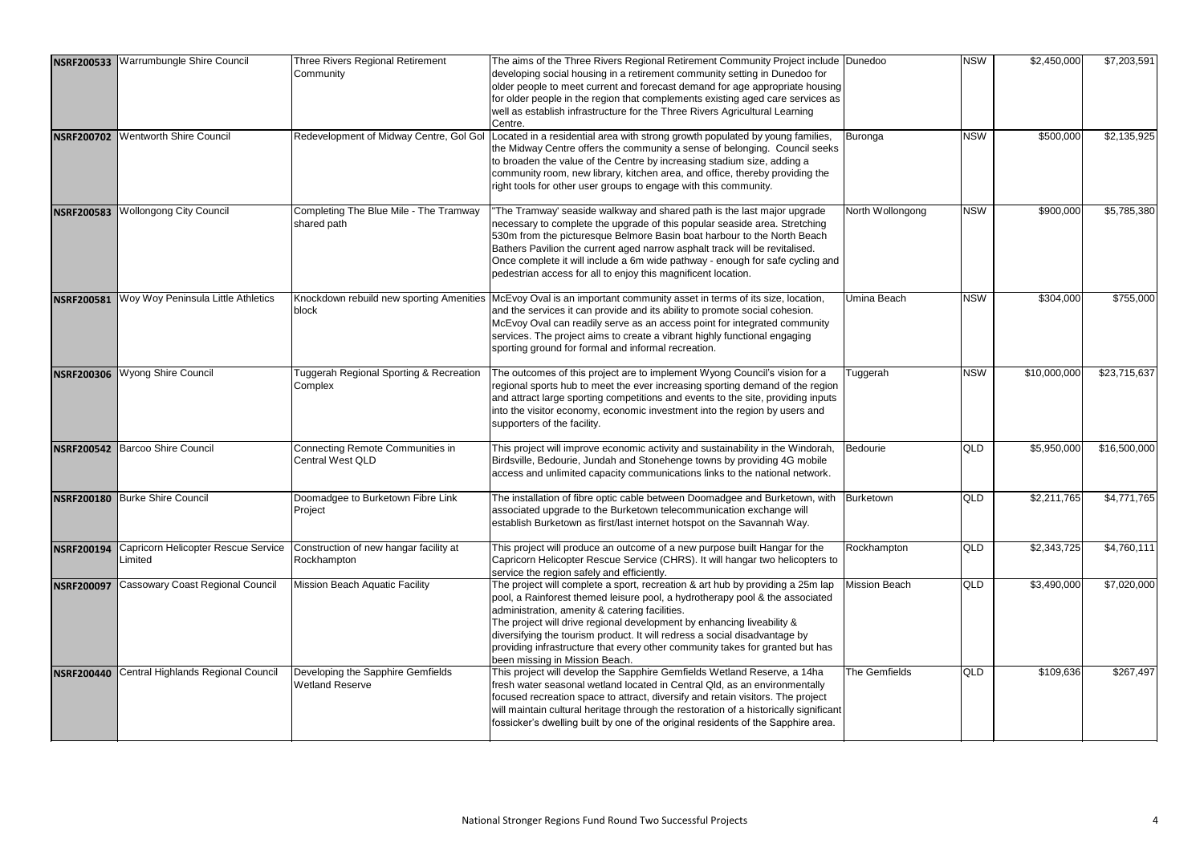| | | | | | | | |
|---|---|---|---|---|---|---|---|
| **NSRF200533** | Warrumbungle Shire Council | Three Rivers Regional Retirement Community | The aims of the Three Rivers Regional Retirement Community Project include developing social housing in a retirement community setting in Dunedoo for older people to meet current and forecast demand for age appropriate housing for older people in the region that complements existing aged care services as well as establish infrastructure for the Three Rivers Agricultural Learning Centre. | Dunedoo | NSW | $2,450,000 | $7,203,591 |
| **NSRF200702** | Wentworth Shire Council | Redevelopment of Midway Centre, Gol Gol | Located in a residential area with strong growth populated by young families, the Midway Centre offers the community a sense of belonging. Council seeks to broaden the value of the Centre by increasing stadium size, adding a community room, new library, kitchen area, and office, thereby providing the right tools for other user groups to engage with this community. | Buronga | NSW | $500,000 | $2,135,925 |
| **NSRF200583** | Wollongong City Council | Completing The Blue Mile - The Tramway shared path | "The Tramway' seaside walkway and shared path is the last major upgrade necessary to complete the upgrade of this popular seaside area. Stretching 530m from the picturesque Belmore Basin boat harbour to the North Beach Bathers Pavilion the current aged narrow asphalt track will be revitalised. Once complete it will include a 6m wide pathway - enough for safe cycling and pedestrian access for all to enjoy this magnificent location. | North Wollongong | NSW | $900,000 | $5,785,380 |
| **NSRF200581** | Woy Woy Peninsula Little Athletics | Knockdown rebuild new sporting Amenities block | McEvoy Oval is an important community asset in terms of its size, location, and the services it can provide and its ability to promote social cohesion. McEvoy Oval can readily serve as an access point for integrated community services. The project aims to create a vibrant highly functional engaging sporting ground for formal and informal recreation. | Umina Beach | NSW | $304,000 | $755,000 |
| **NSRF200306** | Wyong Shire Council | Tuggerah Regional Sporting & Recreation Complex | The outcomes of this project are to implement Wyong Council's vision for a regional sports hub to meet the ever increasing sporting demand of the region and attract large sporting competitions and events to the site, providing inputs into the visitor economy, economic investment into the region by users and supporters of the facility. | Tuggerah | NSW | $10,000,000 | $23,715,637 |
| **NSRF200542** | Barcoo Shire Council | Connecting Remote Communities in Central West QLD | This project will improve economic activity and sustainability in the Windorah, Birdsville, Bedourie, Jundah and Stonehenge towns by providing 4G mobile access and unlimited capacity communications links to the national network. | Bedourie | QLD | $5,950,000 | $16,500,000 |
| **NSRF200180** | Burke Shire Council | Doomadgee to Burketown Fibre Link Project | The installation of fibre optic cable between Doomadgee and Burketown, with associated upgrade to the Burketown telecommunication exchange will establish Burketown as first/last internet hotspot on the Savannah Way. | Burketown | QLD | $2,211,765 | $4,771,765 |
| **NSRF200194** | Capricorn Helicopter Rescue Service Limited | Construction of new hangar facility at Rockhampton | This project will produce an outcome of a new purpose built Hangar for the Capricorn Helicopter Rescue Service (CHRS). It will hangar two helicopters to service the region safely and efficiently. | Rockhampton | QLD | $2,343,725 | $4,760,111 |
| **NSRF200097** | Cassowary Coast Regional Council | Mission Beach Aquatic Facility | The project will complete a sport, recreation & art hub by providing a 25m lap pool, a Rainforest themed leisure pool, a hydrotherapy pool & the associated administration, amenity & catering facilities. The project will drive regional development by enhancing liveability & diversifying the tourism product. It will redress a social disadvantage by providing infrastructure that every other community takes for granted but has been missing in Mission Beach. | Mission Beach | QLD | $3,490,000 | $7,020,000 |
| **NSRF200440** | Central Highlands Regional Council | Developing the Sapphire Gemfields Wetland Reserve | This project will develop the Sapphire Gemfields Wetland Reserve, a 14ha fresh water seasonal wetland located in Central Qld, as an environmentally focused recreation space to attract, diversify and retain visitors. The project will maintain cultural heritage through the restoration of a historically significant fossicker's dwelling built by one of the original residents of the Sapphire area. | The Gemfields | QLD | $109,636 | $267,497 |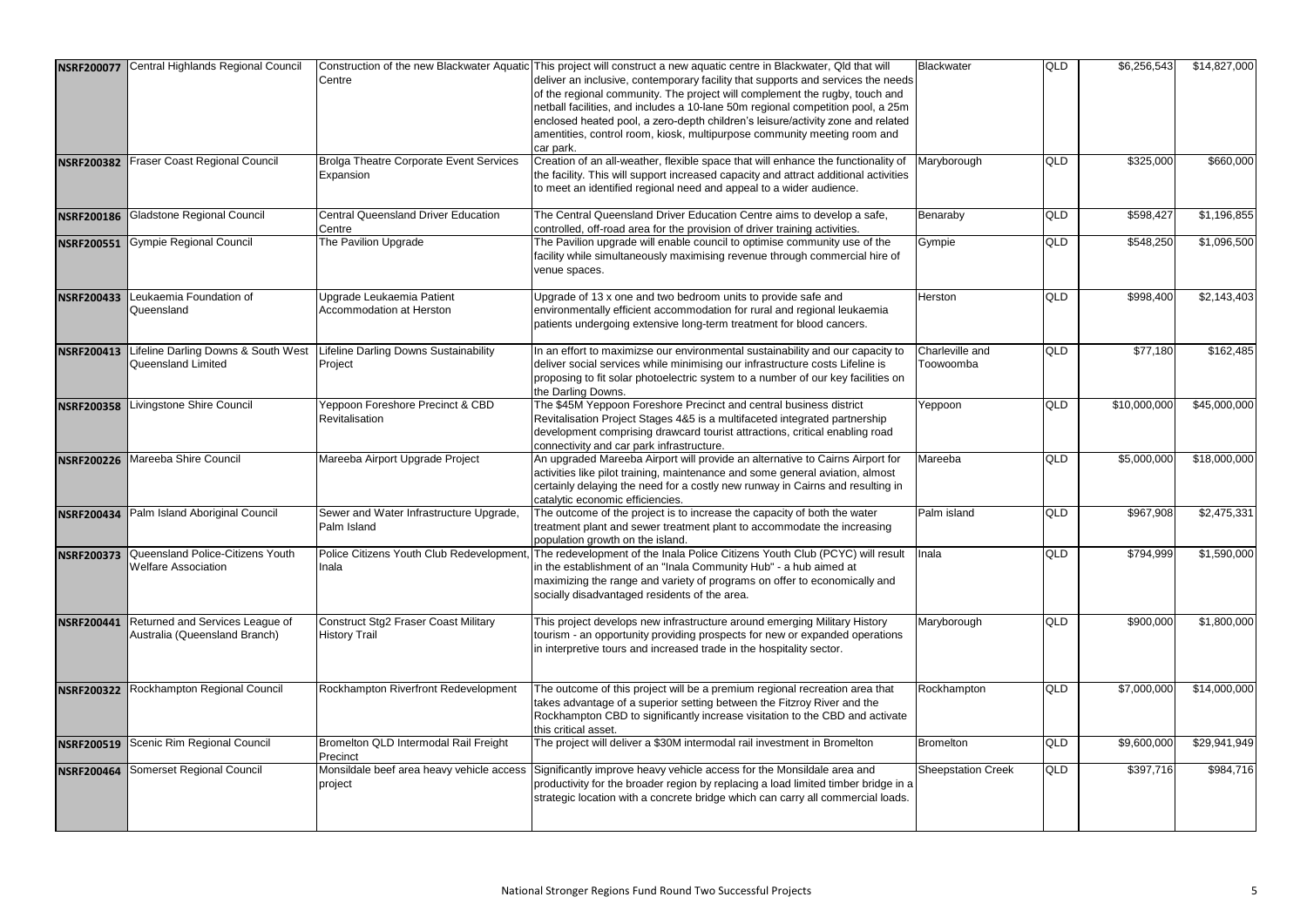| | | | | | | | |
|---|---|---|---|---|---|---|---|
| **NSRF200077** | Central Highlands Regional Council | Construction of the new Blackwater Aquatic Centre | This project will construct a new aquatic centre in Blackwater, Qld that will deliver an inclusive, contemporary facility that supports and services the needs of the regional community. The project will complement the rugby, touch and netball facilities, and includes a 10-lane 50m regional competition pool, a 25m enclosed heated pool, a zero-depth children's leisure/activity zone and related amentities, control room, kiosk, multipurpose community meeting room and car park. | Blackwater | QLD | $6,256,543 | $14,827,000 |
| **NSRF200382** | Fraser Coast Regional Council | Brolga Theatre Corporate Event Services Expansion | Creation of an all-weather, flexible space that will enhance the functionality of the facility. This will support increased capacity and attract additional activities to meet an identified regional need and appeal to a wider audience. | Maryborough | QLD | $325,000 | $660,000 |
| **NSRF200186** | Gladstone Regional Council | Central Queensland Driver Education Centre | The Central Queensland Driver Education Centre aims to develop a safe, controlled, off-road area for the provision of driver training activities. | Benaraby | QLD | $598,427 | $1,196,855 |
| **NSRF200551** | Gympie Regional Council | The Pavilion Upgrade | The Pavilion upgrade will enable council to optimise community use of the facility while simultaneously maximising revenue through commercial hire of venue spaces. | Gympie | QLD | $548,250 | $1,096,500 |
| **NSRF200433** | Leukaemia Foundation of Queensland | Upgrade Leukaemia Patient Accommodation at Herston | Upgrade of 13 x one and two bedroom units to provide safe and environmentally efficient accommodation for rural and regional leukaemia patients undergoing extensive long-term treatment for blood cancers. | Herston | QLD | $998,400 | $2,143,403 |
| **NSRF200413** | Lifeline Darling Downs & South West Queensland Limited | Lifeline Darling Downs Sustainability Project | In an effort to maximizse our environmental sustainability and our capacity to deliver social services while minimising our infrastructure costs Lifeline is proposing to fit solar photoelectric system to a number of our key facilities on the Darling Downs. | Charleville and Toowoomba | QLD | $77,180 | $162,485 |
| **NSRF200358** | Livingstone Shire Council | Yeppoon Foreshore Precinct & CBD Revitalisation | The $45M Yeppoon Foreshore Precinct and central business district Revitalisation Project Stages 4&5 is a multifaceted integrated partnership development comprising drawcard tourist attractions, critical enabling road connectivity and car park infrastructure. | Yeppoon | QLD | $10,000,000 | $45,000,000 |
| **NSRF200226** | Mareeba Shire Council | Mareeba Airport Upgrade Project | An upgraded Mareeba Airport will provide an alternative to Cairns Airport for activities like pilot training, maintenance and some general aviation, almost certainly delaying the need for a costly new runway in Cairns and resulting in catalytic economic efficiencies. | Mareeba | QLD | $5,000,000 | $18,000,000 |
| **NSRF200434** | Palm Island Aboriginal Council | Sewer and Water Infrastructure Upgrade, Palm Island | The outcome of the project is to increase the capacity of both the water treatment plant and sewer treatment plant to accommodate the increasing population growth on the island. | Palm island | QLD | $967,908 | $2,475,331 |
| **NSRF200373** | Queensland Police-Citizens Youth Welfare Association | Police Citizens Youth Club Redevelopment, Inala | The redevelopment of the Inala Police Citizens Youth Club (PCYC) will result in the establishment of an "Inala Community Hub" - a hub aimed at maximizing the range and variety of programs on offer to economically and socially disadvantaged residents of the area. | Inala | QLD | $794,999 | $1,590,000 |
| **NSRF200441** | Returned and Services League of Australia (Queensland Branch) | Construct Stg2 Fraser Coast Military History Trail | This project develops new infrastructure around emerging Military History tourism - an opportunity providing prospects for new or expanded operations in interpretive tours and increased trade in the hospitality sector. | Maryborough | QLD | $900,000 | $1,800,000 |
| **NSRF200322** | Rockhampton Regional Council | Rockhampton Riverfront Redevelopment | The outcome of this project will be a premium regional recreation area that takes advantage of a superior setting between the Fitzroy River and the Rockhampton CBD to significantly increase visitation to the CBD and activate this critical asset. | Rockhampton | QLD | $7,000,000 | $14,000,000 |
| **NSRF200519** | Scenic Rim Regional Council | Bromelton QLD Intermodal Rail Freight Precinct | The project will deliver a $30M intermodal rail investment in Bromelton | Bromelton | QLD | $9,600,000 | $29,941,949 |
| **NSRF200464** | Somerset Regional Council | Monsildale beef area heavy vehicle access project | Significantly improve heavy vehicle access for the Monsildale area and productivity for the broader region by replacing a load limited timber bridge in a strategic location with a concrete bridge which can carry all commercial loads. | Sheepstation Creek | QLD | $397,716 | $984,716 |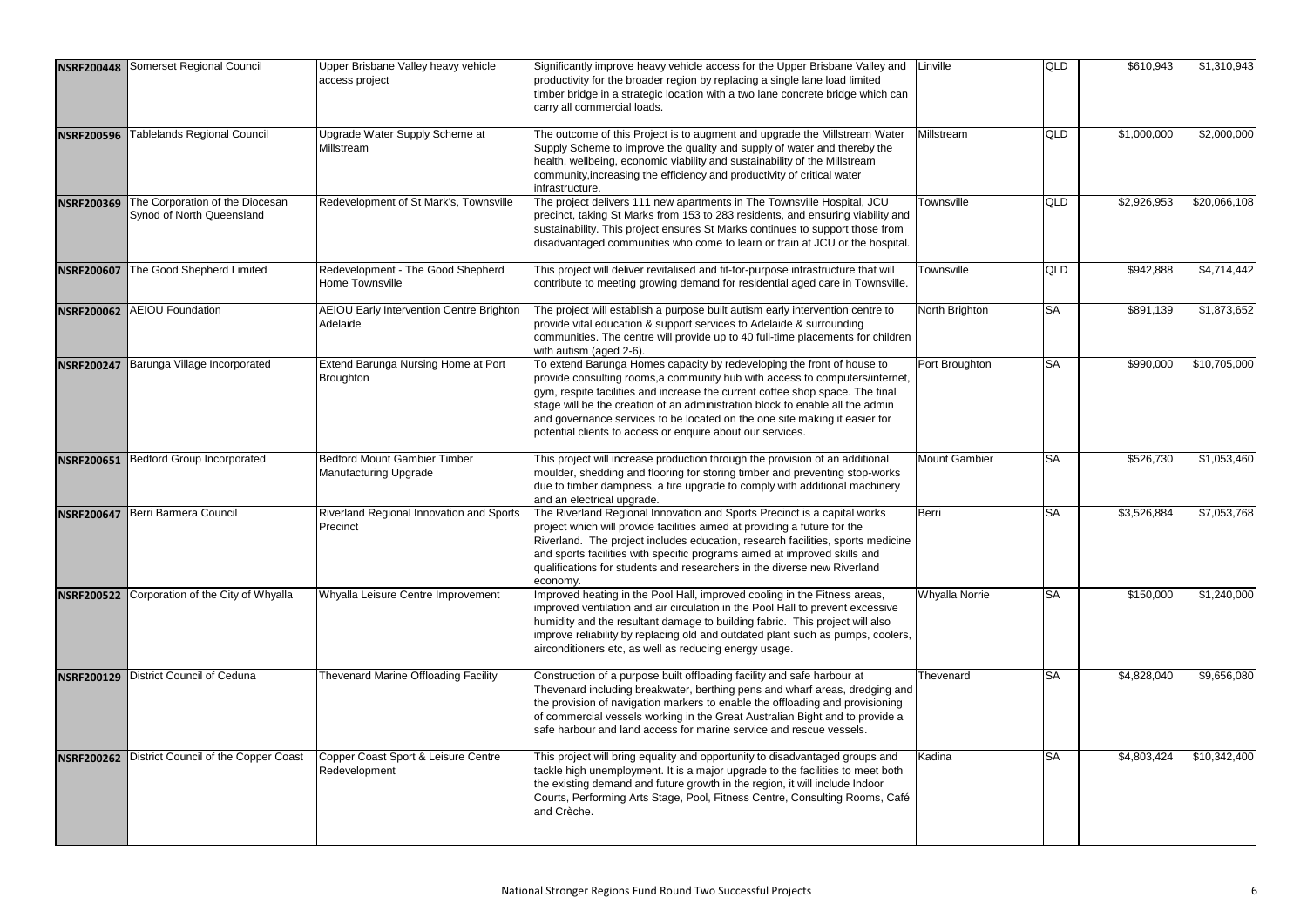| | | | | | | | |
|---|---|---|---|---|---|---|---|
| NSRF200448 | Somerset Regional Council | Upper Brisbane Valley heavy vehicle access project | Significantly improve heavy vehicle access for the Upper Brisbane Valley and productivity for the broader region by replacing a single lane load limited timber bridge in a strategic location with a two lane concrete bridge which can carry all commercial loads. | Linville | QLD | $610,943 | $1,310,943 |
| NSRF200596 | Tablelands Regional Council | Upgrade Water Supply Scheme at Millstream | The outcome of this Project is to augment and upgrade the Millstream Water Supply Scheme to improve the quality and supply of water and thereby the health, wellbeing, economic viability and sustainability of the Millstream community,increasing the efficiency and productivity of critical water infrastructure. | Millstream | QLD | $1,000,000 | $2,000,000 |
| NSRF200369 | The Corporation of the Diocesan Synod of North Queensland | Redevelopment of St Mark's, Townsville | The project delivers 111 new apartments in The Townsville Hospital, JCU precinct, taking St Marks from 153 to 283 residents, and ensuring viability and sustainability. This project ensures St Marks continues to support those from disadvantaged communities who come to learn or train at JCU or the hospital. | Townsville | QLD | $2,926,953 | $20,066,108 |
| NSRF200607 | The Good Shepherd Limited | Redevelopment - The Good Shepherd Home Townsville | This project will deliver revitalised and fit-for-purpose infrastructure that will contribute to meeting growing demand for residential aged care in Townsville. | Townsville | QLD | $942,888 | $4,714,442 |
| NSRF200062 | AEIOU Foundation | AEIOU Early Intervention Centre Brighton Adelaide | The project will establish a purpose built autism early intervention centre to provide vital education & support services to Adelaide & surrounding communities. The centre will provide up to 40 full-time placements for children with autism (aged 2-6). | North Brighton | SA | $891,139 | $1,873,652 |
| NSRF200247 | Barunga Village Incorporated | Extend Barunga Nursing Home at Port Broughton | To extend Barunga Homes capacity by redeveloping the front of house to provide consulting rooms,a community hub with access to computers/internet, gym, respite facilities and increase the current coffee shop space. The final stage will be the creation of an administration block to enable all the admin and governance services to be located on the one site making it easier for potential clients to access or enquire about our services. | Port Broughton | SA | $990,000 | $10,705,000 |
| NSRF200651 | Bedford Group Incorporated | Bedford Mount Gambier Timber Manufacturing Upgrade | This project will increase production through the provision of an additional moulder, shedding and flooring for storing timber and preventing stop-works due to timber dampness, a fire upgrade to comply with additional machinery and an electrical upgrade. | Mount Gambier | SA | $526,730 | $1,053,460 |
| NSRF200647 | Berri Barmera Council | Riverland Regional Innovation and Sports Precinct | The Riverland Regional Innovation and Sports Precinct is a capital works project which will provide facilities aimed at providing a future for the Riverland. The project includes education, research facilities, sports medicine and sports facilities with specific programs aimed at improved skills and qualifications for students and researchers in the diverse new Riverland economy. | Berri | SA | $3,526,884 | $7,053,768 |
| NSRF200522 | Corporation of the City of Whyalla | Whyalla Leisure Centre Improvement | Improved heating in the Pool Hall, improved cooling in the Fitness areas, improved ventilation and air circulation in the Pool Hall to prevent excessive humidity and the resultant damage to building fabric. This project will also improve reliability by replacing old and outdated plant such as pumps, coolers, airconditioners etc, as well as reducing energy usage. | Whyalla Norrie | SA | $150,000 | $1,240,000 |
| NSRF200129 | District Council of Ceduna | Thevenard Marine Offloading Facility | Construction of a purpose built offloading facility and safe harbour at Thevenard including breakwater, berthing pens and wharf areas, dredging and the provision of navigation markers to enable the offloading and provisioning of commercial vessels working in the Great Australian Bight and to provide a safe harbour and land access for marine service and rescue vessels. | Thevenard | SA | $4,828,040 | $9,656,080 |
| NSRF200262 | District Council of the Copper Coast | Copper Coast Sport & Leisure Centre Redevelopment | This project will bring equality and opportunity to disadvantaged groups and tackle high unemployment. It is a major upgrade to the facilities to meet both the existing demand and future growth in the region, it will include Indoor Courts, Performing Arts Stage, Pool, Fitness Centre, Consulting Rooms, Café and Crèche. | Kadina | SA | $4,803,424 | $10,342,400 |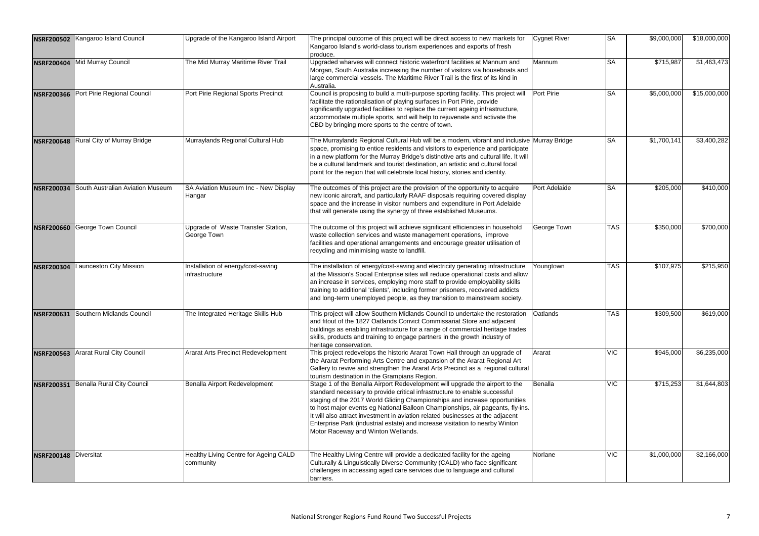| | | | | | | | |
|---|---|---|---|---|---|---|---|
| **NSRF200502** | Kangaroo Island Council | Upgrade of the Kangaroo Island Airport | The principal outcome of this project will be direct access to new markets for Kangaroo Island's world-class tourism experiences and exports of fresh produce. | Cygnet River | SA | $9,000,000 | $18,000,000 |
| **NSRF200404** | Mid Murray Council | The Mid Murray Maritime River Trail | Upgraded wharves will connect historic waterfront facilities at Mannum and Morgan, South Australia increasing the number of visitors via houseboats and large commercial vessels. The Maritime River Trail is the first of its kind in Australia. | Mannum | SA | $715,987 | $1,463,473 |
| **NSRF200366** | Port Pirie Regional Council | Port Pirie Regional Sports Precinct | Council is proposing to build a multi-purpose sporting facility. This project will facilitate the rationalisation of playing surfaces in Port Pirie, provide significantly upgraded facilities to replace the current ageing infrastructure, accommodate multiple sports, and will help to rejuvenate and activate the CBD by bringing more sports to the centre of town. | Port Pirie | SA | $5,000,000 | $15,000,000 |
| **NSRF200648** | Rural City of Murray Bridge | Murraylands Regional Cultural Hub | The Murraylands Regional Cultural Hub will be a modern, vibrant and inclusive space, promising to entice residents and visitors to experience and participate in a new platform for the Murray Bridge's distinctive arts and cultural life. It will be a cultural landmark and tourist destination, an artistic and cultural focal point for the region that will celebrate local history, stories and identity. | Murray Bridge | SA | $1,700,141 | $3,400,282 |
| **NSRF200034** | South Australian Aviation Museum | SA Aviation Museum Inc - New Display Hangar | The outcomes of this project are the provision of the opportunity to acquire new iconic aircraft, and particularly RAAF disposals requiring covered display space and the increase in visitor numbers and expenditure in Port Adelaide that will generate using the synergy of three established Museums. | Port Adelaide | SA | $205,000 | $410,000 |
| **NSRF200660** | George Town Council | Upgrade of Waste Transfer Station, George Town | The outcome of this project will achieve significant efficiencies in household waste collection services and waste management operations, improve facilities and operational arrangements and encourage greater utilisation of recycling and minimising waste to landfill. | George Town | TAS | $350,000 | $700,000 |
| **NSRF200304** | Launceston City Mission | Installation of energy/cost-saving infrastructure | The installation of energy/cost-saving and electricity generating infrastructure at the Mission's Social Enterprise sites will reduce operational costs and allow an increase in services, employing more staff to provide employability skills training to additional 'clients', including former prisoners, recovered addicts and long-term unemployed people, as they transition to mainstream society. | Youngtown | TAS | $107,975 | $215,950 |
| **NSRF200631** | Southern Midlands Council | The Integrated Heritage Skills Hub | This project will allow Southern Midlands Council to undertake the restoration and fitout of the 1827 Oatlands Convict Commissariat Store and adjacent buildings as enabling infrastructure for a range of commercial heritage trades skills, products and training to engage partners in the growth industry of heritage conservation. | Oatlands | TAS | $309,500 | $619,000 |
| **NSRF200563** | Ararat Rural City Council | Ararat Arts Precinct Redevelopment | This project redevelops the historic Ararat Town Hall through an upgrade of the Ararat Performing Arts Centre and expansion of the Ararat Regional Art Gallery to revive and strengthen the Ararat Arts Precinct as a regional cultural tourism destination in the Grampians Region. | Ararat | VIC | $945,000 | $6,235,000 |
| **NSRF200351** | Benalla Rural City Council | Benalla Airport Redevelopment | Stage 1 of the Benalla Airport Redevelopment will upgrade the airport to the standard necessary to provide critical infrastructure to enable successful staging of the 2017 World Gliding Championships and increase opportunities to host major events eg National Balloon Championships, air pageants, fly-ins. It will also attract investment in aviation related businesses at the adjacent Enterprise Park (industrial estate) and increase visitation to nearby Winton Motor Raceway and Winton Wetlands. | Benalla | VIC | $715,253 | $1,644,803 |
| **NSRF200148** | Diversitat | Healthy Living Centre for Ageing CALD community | The Healthy Living Centre will provide a dedicated facility for the ageing Culturally & Linguistically Diverse Community (CALD) who face significant challenges in accessing aged care services due to language and cultural barriers. | Norlane | VIC | $1,000,000 | $2,166,000 |

National Stronger Regions Fund Round Two Successful Projects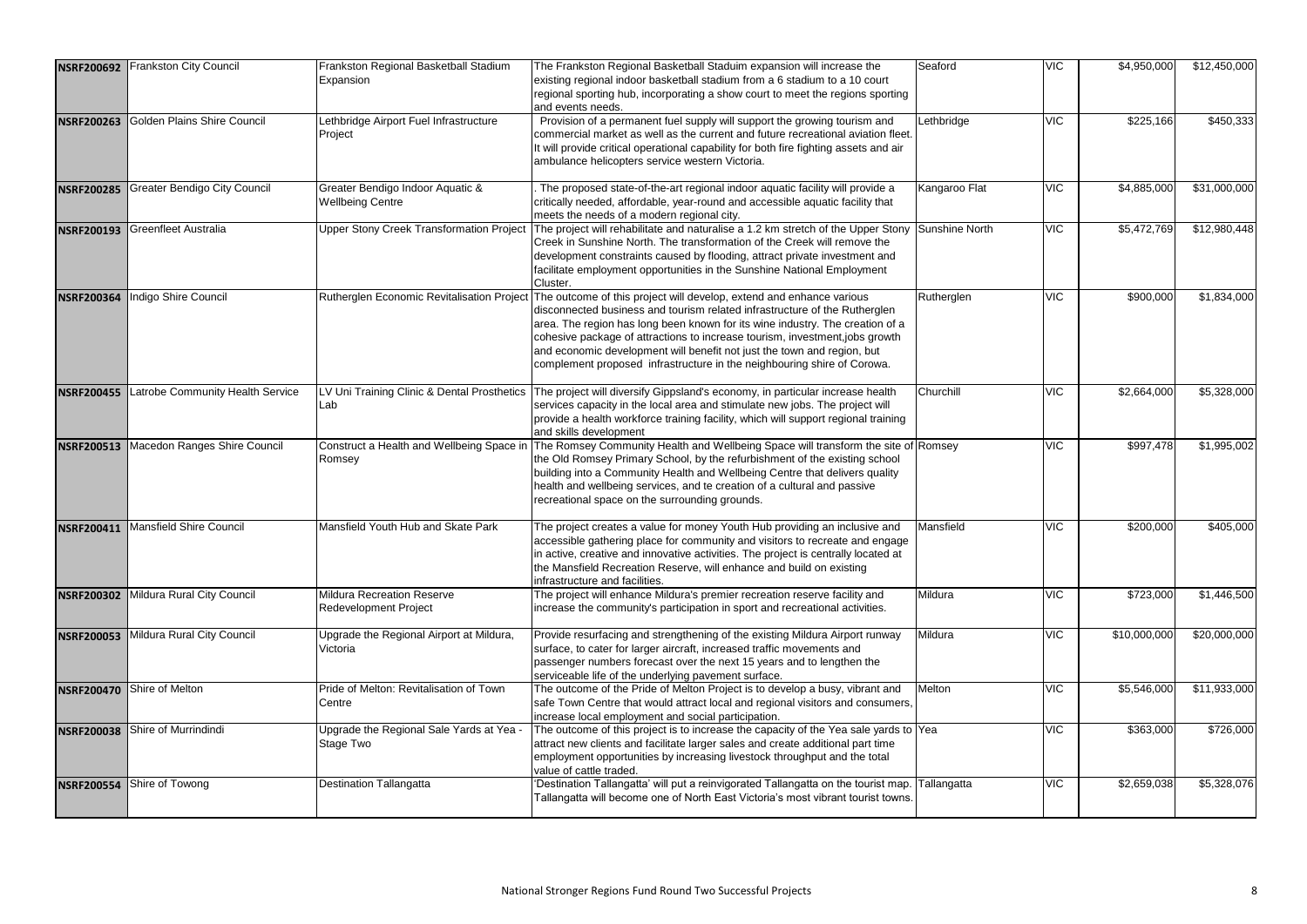| | | | | | | | |
|---|---|---|---|---|---|---|---|
| **NSRF200692** | Frankston City Council | Frankston Regional Basketball Stadium Expansion | The Frankston Regional Basketball Staduim expansion will increase the existing regional indoor basketball stadium from a 6 stadium to a 10 court regional sporting hub, incorporating a show court to meet the regions sporting and events needs. | Seaford | VIC | $4,950,000 | $12,450,000 |
| **NSRF200263** | Golden Plains Shire Council | Lethbridge Airport Fuel Infrastructure Project | Provision of a permanent fuel supply will support the growing tourism and commercial market as well as the current and future recreational aviation fleet. It will provide critical operational capability for both fire fighting assets and air ambulance helicopters service western Victoria. | Lethbridge | VIC | $225,166 | $450,333 |
| **NSRF200285** | Greater Bendigo City Council | Greater Bendigo Indoor Aquatic & Wellbeing Centre | . The proposed state-of-the-art regional indoor aquatic facility will provide a critically needed, affordable, year-round and accessible aquatic facility that meets the needs of a modern regional city. | Kangaroo Flat | VIC | $4,885,000 | $31,000,000 |
| **NSRF200193** | Greenfleet Australia | Upper Stony Creek Transformation Project | The project will rehabilitate and naturalise a 1.2 km stretch of the Upper Stony Creek in Sunshine North. The transformation of the Creek will remove the development constraints caused by flooding, attract private investment and facilitate employment opportunities in the Sunshine National Employment Cluster. | Sunshine North | VIC | $5,472,769 | $12,980,448 |
| **NSRF200364** | Indigo Shire Council | Rutherglen Economic Revitalisation Project | The outcome of this project will develop, extend and enhance various disconnected business and tourism related infrastructure of the Rutherglen area. The region has long been known for its wine industry. The creation of a cohesive package of attractions to increase tourism, investment,jobs growth and economic development will benefit not just the town and region, but complement proposed infrastructure in the neighbouring shire of Corowa. | Rutherglen | VIC | $900,000 | $1,834,000 |
| **NSRF200455** | Latrobe Community Health Service | LV Uni Training Clinic & Dental Prosthetics Lab | The project will diversify Gippsland's economy, in particular increase health services capacity in the local area and stimulate new jobs. The project will provide a health workforce training facility, which will support regional training and skills development | Churchill | VIC | $2,664,000 | $5,328,000 |
| **NSRF200513** | Macedon Ranges Shire Council | Construct a Health and Wellbeing Space in Romsey | The Romsey Community Health and Wellbeing Space will transform the site of the Old Romsey Primary School, by the refurbishment of the existing school building into a Community Health and Wellbeing Centre that delivers quality health and wellbeing services, and te creation of a cultural and passive recreational space on the surrounding grounds. | Romsey | VIC | $997,478 | $1,995,002 |
| **NSRF200411** | Mansfield Shire Council | Mansfield Youth Hub and Skate Park | The project creates a value for money Youth Hub providing an inclusive and accessible gathering place for community and visitors to recreate and engage in active, creative and innovative activities. The project is centrally located at the Mansfield Recreation Reserve, will enhance and build on existing infrastructure and facilities. | Mansfield | VIC | $200,000 | $405,000 |
| **NSRF200302** | Mildura Rural City Council | Mildura Recreation Reserve Redevelopment Project | The project will enhance Mildura's premier recreation reserve facility and increase the community's participation in sport and recreational activities. | Mildura | VIC | $723,000 | $1,446,500 |
| **NSRF200053** | Mildura Rural City Council | Upgrade the Regional Airport at Mildura, Victoria | Provide resurfacing and strengthening of the existing Mildura Airport runway surface, to cater for larger aircraft, increased traffic movements and passenger numbers forecast over the next 15 years and to lengthen the serviceable life of the underlying pavement surface. | Mildura | VIC | $10,000,000 | $20,000,000 |
| **NSRF200470** | Shire of Melton | Pride of Melton: Revitalisation of Town Centre | The outcome of the Pride of Melton Project is to develop a busy, vibrant and safe Town Centre that would attract local and regional visitors and consumers, increase local employment and social participation. | Melton | VIC | $5,546,000 | $11,933,000 |
| **NSRF200038** | Shire of Murrindindi | Upgrade the Regional Sale Yards at Yea - Stage Two | The outcome of this project is to increase the capacity of the Yea sale yards to attract new clients and facilitate larger sales and create additional part time employment opportunities by increasing livestock throughput and the total value of cattle traded. | Yea | VIC | $363,000 | $726,000 |
| **NSRF200554** | Shire of Towong | Destination Tallangatta | 'Destination Tallangatta' will put a reinvigorated Tallangatta on the tourist map. Tallangatta will become one of North East Victoria's most vibrant tourist towns. | Tallangatta | VIC | $2,659,038 | $5,328,076 |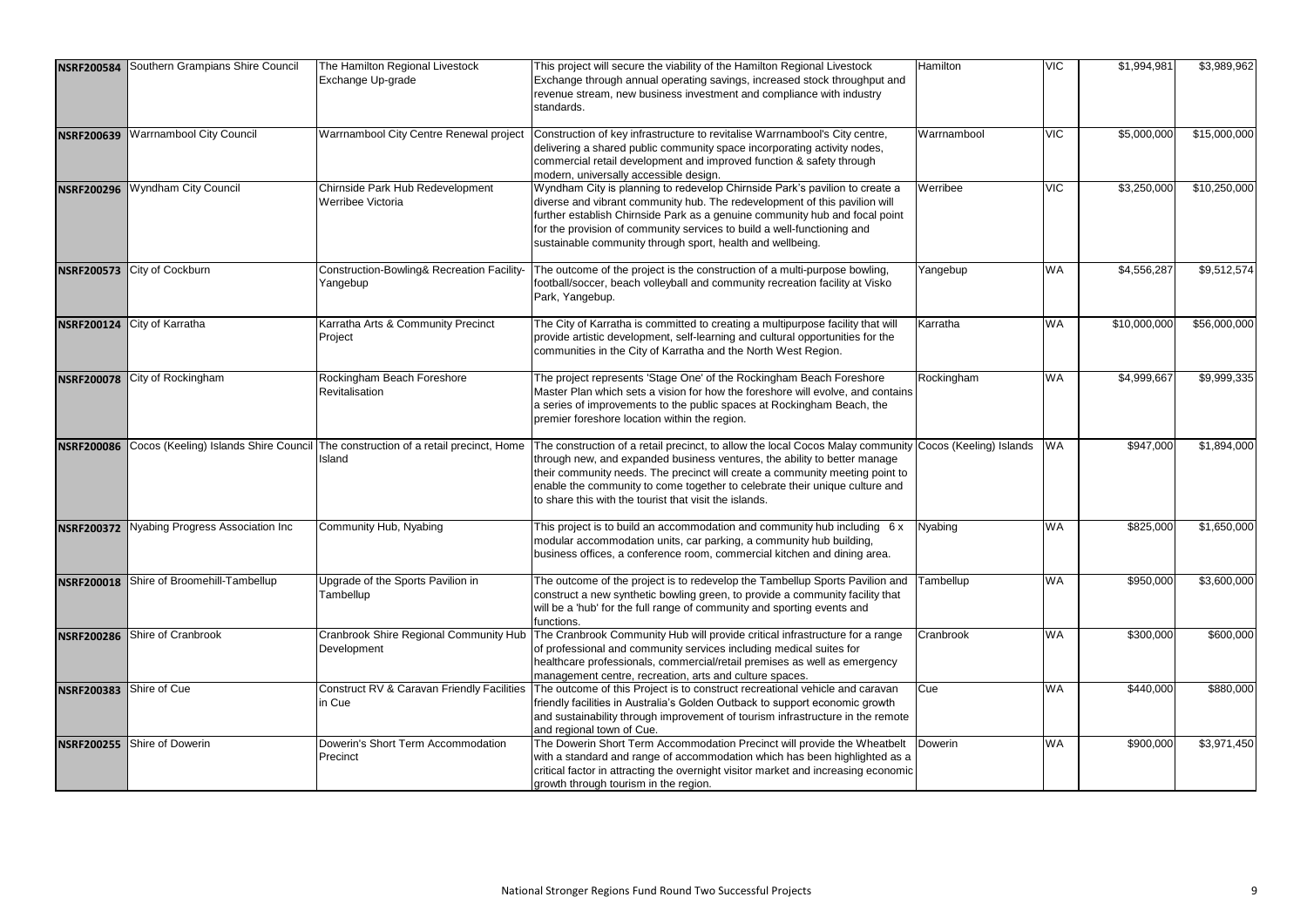| NSRF200584 | Southern Grampians Shire Council | The Hamilton Regional Livestock Exchange Up-grade | This project will secure the viability of the Hamilton Regional Livestock Exchange through annual operating savings, increased stock throughput and revenue stream, new business investment and compliance with industry standards. | Hamilton | VIC | $1,994,981 | $3,989,962 |
|---|---|---|---|---|---|---|---|
| NSRF200639 | Warrnambool City Council | Warrnambool City Centre Renewal project | Construction of key infrastructure to revitalise Warrnambool's City centre, delivering a shared public community space incorporating activity nodes, commercial retail development and improved function & safety through modern, universally accessible design. | Warrnambool | VIC | $5,000,000 | $15,000,000 |
| NSRF200296 | Wyndham City Council | Chirnside Park Hub Redevelopment Werribee Victoria | Wyndham City is planning to redevelop Chirnside Park's pavilion to create a diverse and vibrant community hub. The redevelopment of this pavilion will further establish Chirnside Park as a genuine community hub and focal point for the provision of community services to build a well-functioning and sustainable community through sport, health and wellbeing. | Werribee | VIC | $3,250,000 | $10,250,000 |
| NSRF200573 | City of Cockburn | Construction-Bowling& Recreation Facility-Yangebup | The outcome of the project is the construction of a multi-purpose bowling, football/soccer, beach volleyball and community recreation facility at Visko Park, Yangebup. | Yangebup | WA | $4,556,287 | $9,512,574 |
| NSRF200124 | City of Karratha | Karratha Arts & Community Precinct Project | The City of Karratha is committed to creating a multipurpose facility that will provide artistic development, self-learning and cultural opportunities for the communities in the City of Karratha and the North West Region. | Karratha | WA | $10,000,000 | $56,000,000 |
| NSRF200078 | City of Rockingham | Rockingham Beach Foreshore Revitalisation | The project represents 'Stage One' of the Rockingham Beach Foreshore Master Plan which sets a vision for how the foreshore will evolve, and contains a series of improvements to the public spaces at Rockingham Beach, the premier foreshore location within the region. | Rockingham | WA | $4,999,667 | $9,999,335 |
| NSRF200086 | Cocos (Keeling) Islands Shire Council | The construction of a retail precinct, Home Island | The construction of a retail precinct, to allow the local Cocos Malay community through new, and expanded business ventures, the ability to better manage their community needs. The precinct will create a community meeting point to enable the community to come together to celebrate their unique culture and to share this with the tourist that visit the islands. | Cocos (Keeling) Islands | WA | $947,000 | $1,894,000 |
| NSRF200372 | Nyabing Progress Association Inc | Community Hub, Nyabing | This project is to build an accommodation and community hub including 6 x modular accommodation units, car parking, a community hub building, business offices, a conference room, commercial kitchen and dining area. | Nyabing | WA | $825,000 | $1,650,000 |
| NSRF200018 | Shire of Broomehill-Tambellup | Upgrade of the Sports Pavilion in Tambellup | The outcome of the project is to redevelop the Tambellup Sports Pavilion and construct a new synthetic bowling green, to provide a community facility that will be a 'hub' for the full range of community and sporting events and functions. | Tambellup | WA | $950,000 | $3,600,000 |
| NSRF200286 | Shire of Cranbrook | Cranbrook Shire Regional Community Hub Development | The Cranbrook Community Hub will provide critical infrastructure for a range of professional and community services including medical suites for healthcare professionals, commercial/retail premises as well as emergency management centre, recreation, arts and culture spaces. | Cranbrook | WA | $300,000 | $600,000 |
| NSRF200383 | Shire of Cue | Construct RV & Caravan Friendly Facilities in Cue | The outcome of this Project is to construct recreational vehicle and caravan friendly facilities in Australia's Golden Outback to support economic growth and sustainability through improvement of tourism infrastructure in the remote and regional town of Cue. | Cue | WA | $440,000 | $880,000 |
| NSRF200255 | Shire of Dowerin | Dowerin's Short Term Accommodation Precinct | The Dowerin Short Term Accommodation Precinct will provide the Wheatbelt with a standard and range of accommodation which has been highlighted as a critical factor in attracting the overnight visitor market and increasing economic growth through tourism in the region. | Dowerin | WA | $900,000 | $3,971,450 |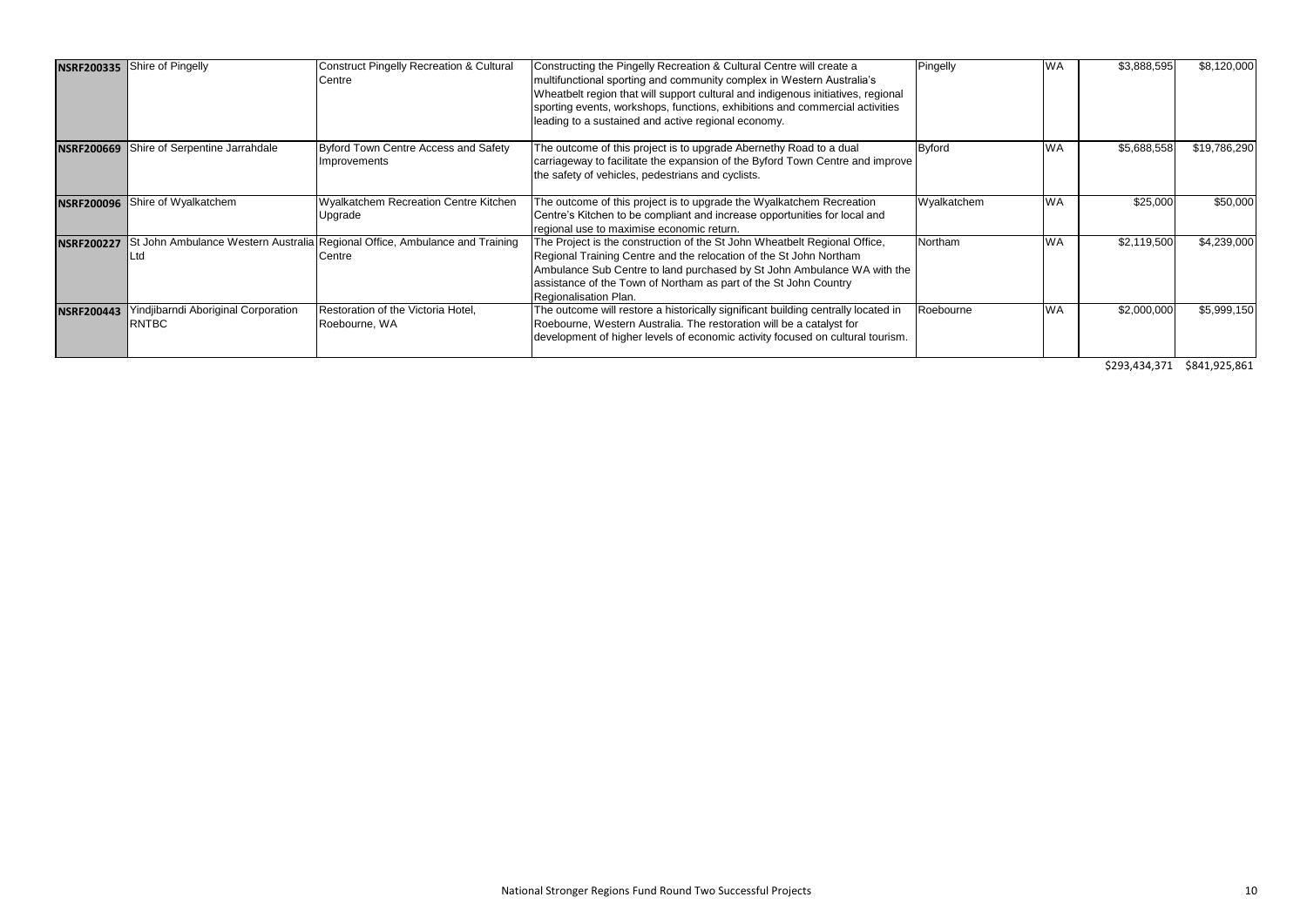| | | | | | | | |
|---|---|---|---|---|---|---|---|
| **NSRF200335** | Shire of Pingelly | Construct Pingelly Recreation & Cultural Centre | Constructing the Pingelly Recreation & Cultural Centre will create a multifunctional sporting and community complex in Western Australia's Wheatbelt region that will support cultural and indigenous initiatives, regional sporting events, workshops, functions, exhibitions and commercial activities leading to a sustained and active regional economy. | Pingelly | WA | \$3,888,595 | \$8,120,000 |
| **NSRF200669** | Shire of Serpentine Jarrahdale | Byford Town Centre Access and Safety Improvements | The outcome of this project is to upgrade Abernethy Road to a dual carriageway to facilitate the expansion of the Byford Town Centre and improve the safety of vehicles, pedestrians and cyclists. | Byford | WA | \$5,688,558 | \$19,786,290 |
| **NSRF200096** | Shire of Wyalkatchem | Wyalkatchem Recreation Centre Kitchen Upgrade | The outcome of this project is to upgrade the Wyalkatchem Recreation Centre's Kitchen to be compliant and increase opportunities for local and regional use to maximise economic return. | Wyalkatchem | WA | \$25,000 | \$50,000 |
| **NSRF200227** | St John Ambulance Western Australia Ltd | Regional Office, Ambulance and Training Centre | The Project is the construction of the St John Wheatbelt Regional Office, Regional Training Centre and the relocation of the St John Northam Ambulance Sub Centre to land purchased by St John Ambulance WA with the assistance of the Town of Northam as part of the St John Country Regionalisation Plan. | Northam | WA | \$2,119,500 | \$4,239,000 |
| **NSRF200443** | Yindjibarndi Aboriginal Corporation RNTBC | Restoration of the Victoria Hotel, Roebourne, WA | The outcome will restore a historically significant building centrally located in Roebourne, Western Australia. The restoration will be a catalyst for development of higher levels of economic activity focused on cultural tourism. | Roebourne | WA | \$2,000,000 | \$5,999,150 |
| | | | | | | \$293,434,371 | \$841,925,861 |